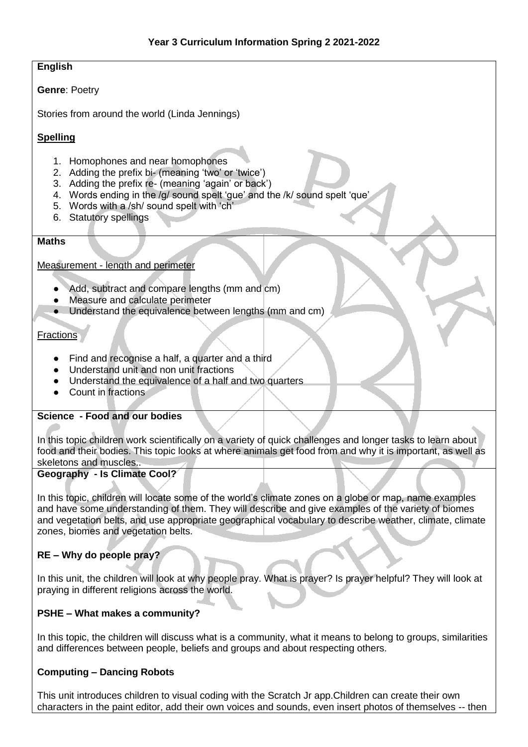# Year 3 Curriculum Information Spring 2 2021-2022

## English

**Genre**: Poetry

Stories from around the world (Linda Jennings)

**Spelling**

1. Homophones and near homophones
2. Adding the prefix bi- (meaning 'two' or 'twice')
3. Adding the prefix re- (meaning 'again' or back')
4. Words ending in the /g/ sound spelt 'gue' and the /k/ sound spelt 'que'
5. Words with a /sh/ sound spelt with 'ch'
6. Statutory spellings

## Maths

Measurement - length and perimeter

- Add, subtract and compare lengths (mm and cm)
- Measure and calculate perimeter
- Understand the equivalence between lengths (mm and cm)

Fractions

- Find and recognise a half, a quarter and a third
- Understand unit and non unit fractions
- Understand the equivalence of a half and two quarters
- Count in fractions

## Science - Food and our bodies

In this topic children work scientifically on a variety of quick challenges and longer tasks to learn about food and their bodies. This topic looks at where animals get food from and why it is important, as well as skeletons and muscles..

## Geography - Is Climate Cool?

In this topic, children will locate some of the world's climate zones on a globe or map, name examples and have some understanding of them. They will describe and give examples of the variety of biomes and vegetation belts, and use appropriate geographical vocabulary to describe weather, climate, climate zones, biomes and vegetation belts.

## RE – Why do people pray?

In this unit, the children will look at why people pray. What is prayer? Is prayer helpful? They will look at praying in different religions across the world.

## PSHE – What makes a community?

In this topic, the children will discuss what is a community, what it means to belong to groups, similarities and differences between people, beliefs and groups and about respecting others.

## Computing – Dancing Robots

This unit introduces children to visual coding with the Scratch Jr app.Children can create their own characters in the paint editor, add their own voices and sounds, even insert photos of themselves -- then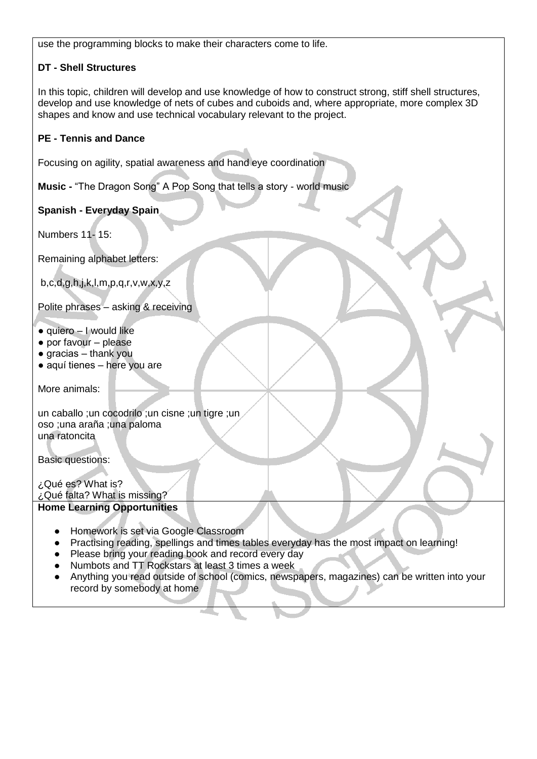use the programming blocks to make their characters come to life.

**DT - Shell Structures**

In this topic, children will develop and use knowledge of how to construct strong, stiff shell structures, develop and use knowledge of nets of cubes and cuboids and, where appropriate, more complex 3D shapes and know and use technical vocabulary relevant to the project.

**PE - Tennis and Dance**

Focusing on agility, spatial awareness and hand eye coordination

**Music -** "The Dragon Song" A Pop Song that tells a story - world music

**Spanish - Everyday Spain**

Numbers 11- 15:

Remaining alphabet letters:

b,c,d,g,h,j,k,l,m,p,q,r,v,w,x,y,z

Polite phrases – asking & receiving

- quiero – I would like
- por favour – please
- gracias – thank you
- aquí tienes – here you are

More animals:

un caballo ;un cocodrilo ;un cisne ;un tigre ;un oso ;una araña ;una paloma una ratoncita

Basic questions:

¿Qué es? What is?
¿Qué falta? What is missing?

**Home Learning Opportunities**

- Homework is set via Google Classroom
- Practising reading, spellings and times tables everyday has the most impact on learning!
- Please bring your reading book and record every day
- Numbots and TT Rockstars at least 3 times a week
- Anything you read outside of school (comics, newspapers, magazines) can be written into your record by somebody at home